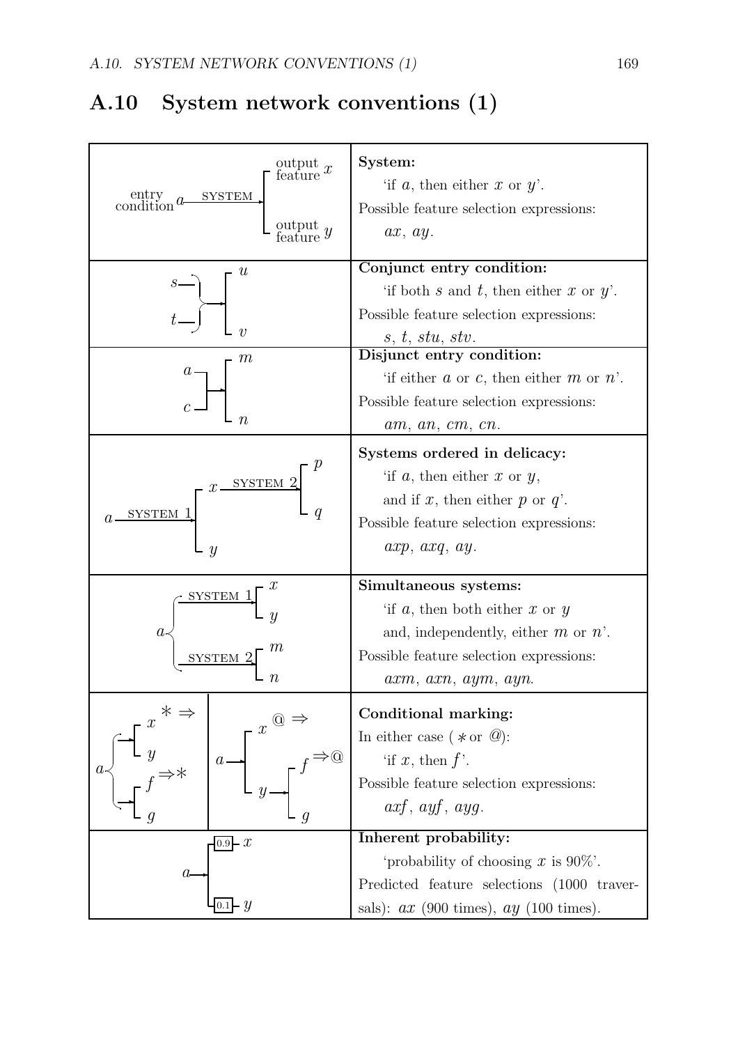## A.10 System network conventions (1)

| | |
|---|---|
| entry condition $a$ — SYSTEM → output feature $x$ / output feature $y$ | **System:** 'if $a$, then either $x$ or $y$'. Possible feature selection expressions: $ax$, $ay$. |
| $s$, $t$ → $u$ / $v$ | **Conjunct entry condition:** 'if both $s$ and $t$, then either $x$ or $y$'. Possible feature selection expressions: $s$, $t$, $stu$, $stv$. |
| $a$, $c$ → $m$ / $n$ | **Disjunct entry condition:** 'if either $a$ or $c$, then either $m$ or $n$'. Possible feature selection expressions: $am$, $an$, $cm$, $cn$. |
| $a$ — SYSTEM 1 → $x$ — SYSTEM 2 → $p$ / $q$; $y$ | **Systems ordered in delicacy:** 'if $a$, then either $x$ or $y$, and if $x$, then either $p$ or $q$'. Possible feature selection expressions: $axp$, $axq$, $ay$. |
| $a$ { SYSTEM 1 → $x$ / $y$; SYSTEM 2 → $m$ / $n$ | **Simultaneous systems:** 'if $a$, then both either $x$ or $y$ and, independently, either $m$ or $n$'. Possible feature selection expressions: $axm$, $axn$, $aym$, $ayn$. |
| $a$ { → $x^{* \Rightarrow}$ / $y$; → $f^{\Rightarrow *}$ / $g$ — $a$ → $x^{@ \Rightarrow}$ / $y$ → $f^{\Rightarrow @}$ / $g$ | **Conditional marking:** In either case ( $*$ or @): 'if $x$, then $f$'. Possible feature selection expressions: $axf$, $ayf$, $ayg$. |
| $a$ → 0.9 $x$ / 0.1 $y$ | **Inherent probability:** 'probability of choosing $x$ is 90%'. Predicted feature selections (1000 traversals): $ax$ (900 times), $ay$ (100 times). |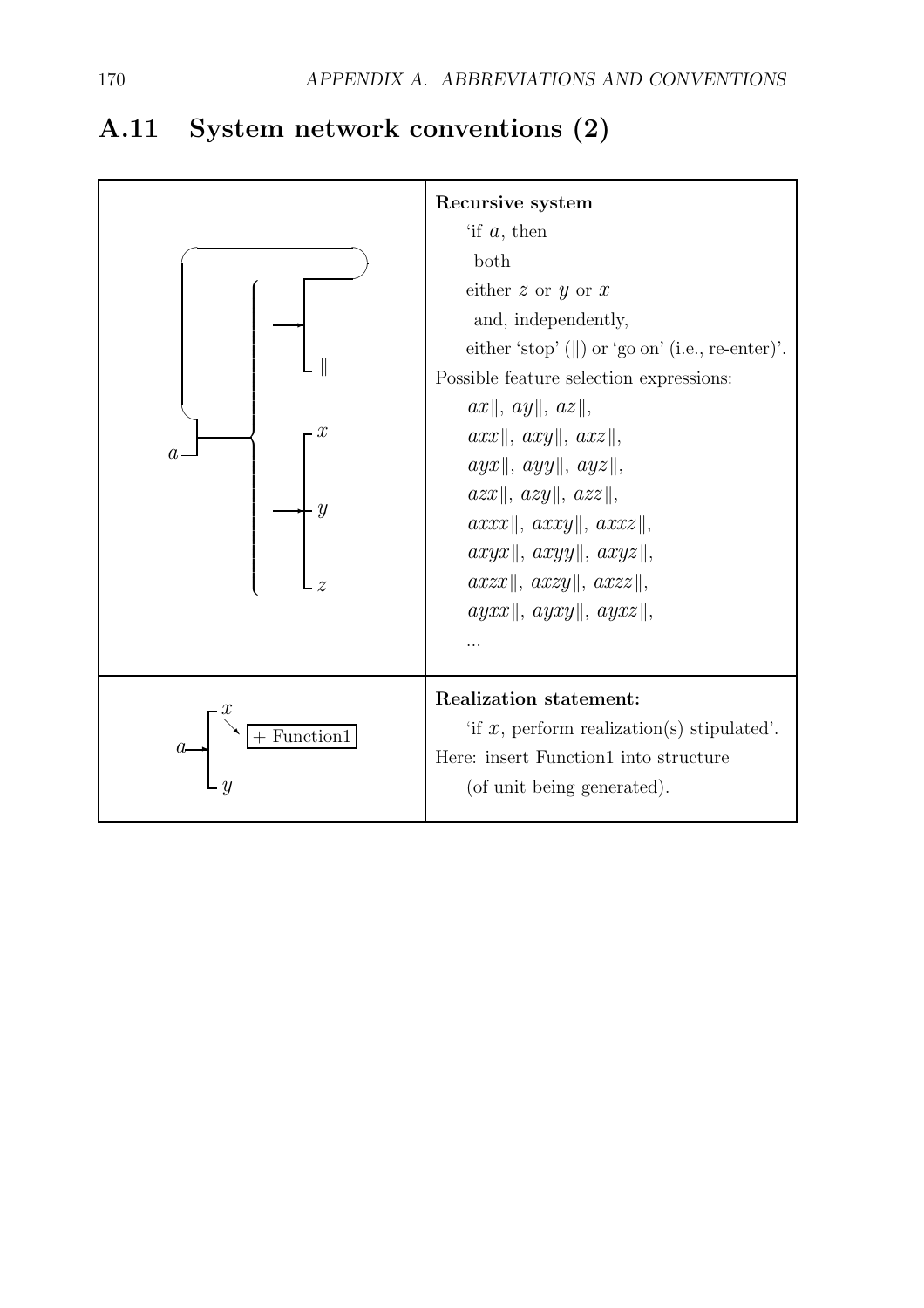## A.11 System network conventions (2)

| | |
|---|---|
| $a$, $x$, $y$, $z$, ‖ | **Recursive system**<br>'if $a$, then<br>both<br>either $z$ or $y$ or $x$<br>and, independently,<br>either 'stop' (‖) or 'go on' (i.e., re-enter)'.<br>Possible feature selection expressions:<br>$ax$‖, $ay$‖, $az$‖,<br>$axx$‖, $axy$‖, $axz$‖,<br>$ayx$‖, $ayy$‖, $ayz$‖,<br>$azx$‖, $azy$‖, $azz$‖,<br>$axxx$‖, $axxy$‖, $axxz$‖,<br>$axyx$‖, $axyy$‖, $axyz$‖,<br>$axzx$‖, $axzy$‖, $axzz$‖,<br>$ayxx$‖, $ayxy$‖, $ayxz$‖,<br>... |
| $a$, $x$, $y$, + Function1 | **Realization statement:**<br>'if $x$, perform realization(s) stipulated'.<br>Here: insert Function1 into structure<br>(of unit being generated). |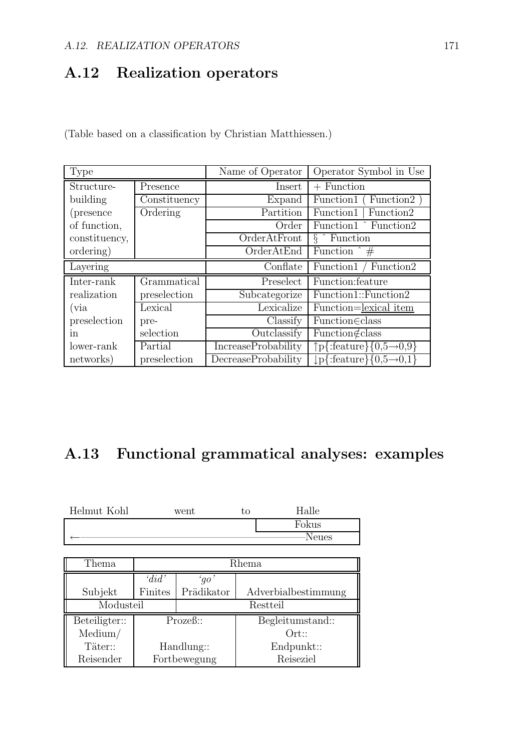## A.12 Realization operators

(Table based on a classification by Christian Matthiessen.)

| Type | | Name of Operator | Operator Symbol in Use |
|---|---|---|---|
| Structure-building (presence of function, constituency, ordering) | Presence | Insert | + Function |
| | Constituency | Expand | Function1 ( Function2 ) |
| | Ordering | Partition | Function1 \| Function2 |
| | | Order | Function1 ˆ Function2 |
| | | OrderAtFront | § ˆ Function |
| | | OrderAtEnd | Function ˆ # |
| Layering | | Conflate | Function1 / Function2 |
| Inter-rank realization (via preselection in lower-rank networks) | Grammatical preselection | Preselect | Function:feature |
| | | Subcategorize | Function1::Function2 |
| | Lexical preselection | Lexicalize | Function=lexical item |
| | | Classify | Function∈class |
| | | Outclassify | Function∉class |
| | Partial preselection | IncreaseProbability | ↑p{:feature}{0,5→0,9} |
| | | DecreaseProbability | ↓p{:feature}{0,5→0,1} |

## A.13 Functional grammatical analyses: examples

| Helmut Kohl | went | to | Halle |
|---|---|---|---|
| | | | Fokus |
| ←——————————————— | | | Neues |

| Thema | Rhema | | |
|---|---|---|---|
| | *'did'* | *'go'* | |
| Subjekt | Finites | Prädikator | Adverbialbestimmung |
| Modusteil | | Restteil | |
| Beteiligter:: Medium/ Täter:: Reisender | Prozeß:: Handlung:: Fortbewegung | | Begleitumstand:: Ort:: Endpunkt:: Reiseziel |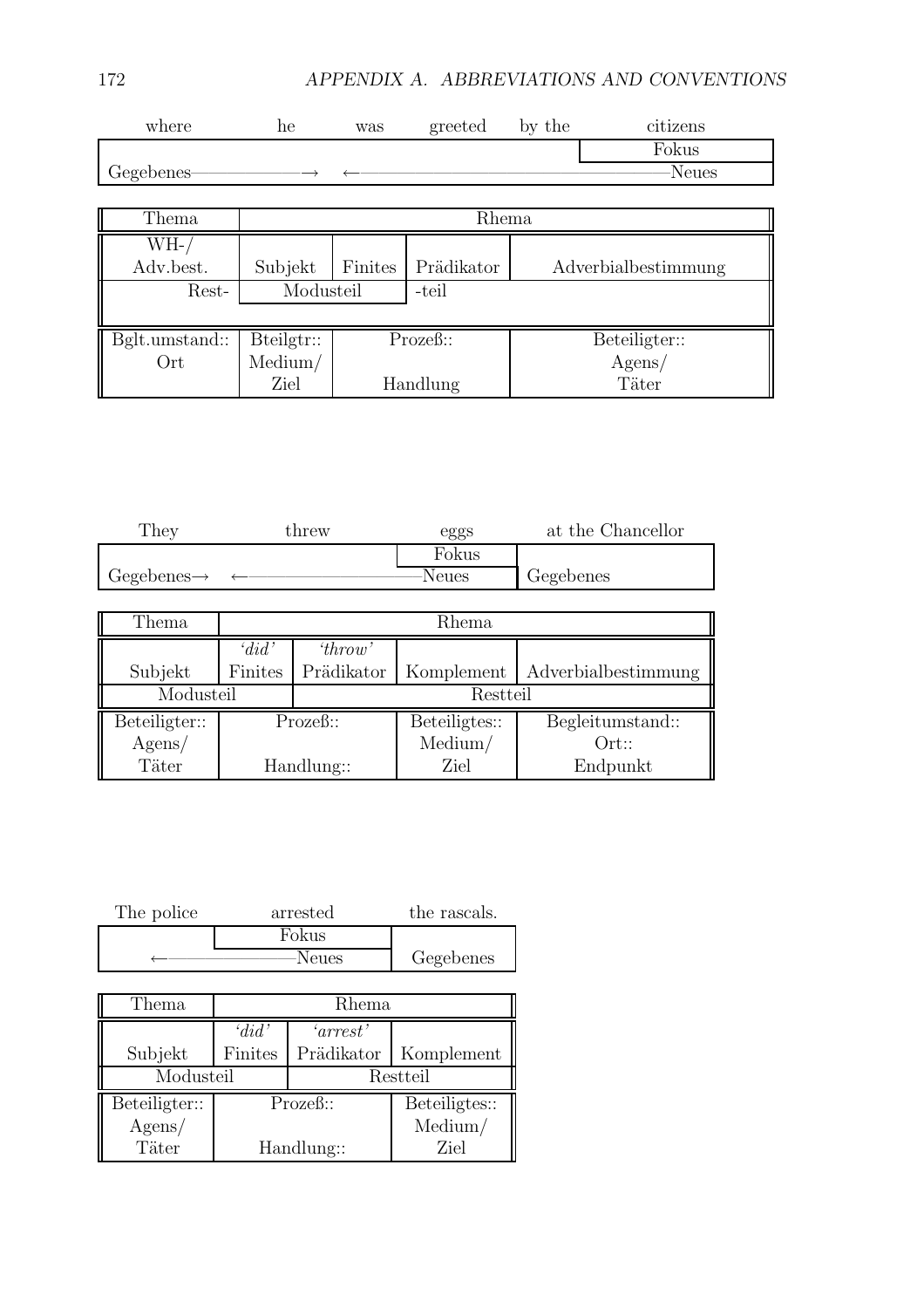| where | he | was | greeted | by the | citizens |
|---|---|---|---|---|---|
| | | | | | Fokus |
| Gegebenes——→ | | ←—— | | | ——Neues |

| Thema | Rhema | | | |
|---|---|---|---|---|
| WH-/ Adv.best. | Subjekt | Finites | Prädikator | Adverbialbestimmung |
| Rest- | Modusteil | | -teil | |
| Bglt.umstand:: Ort | Bteilgtr:: Medium/ Ziel | Prozeß:: Handlung | | Beteiligter:: Agens/ Täter |

| They | threw | eggs | at the Chancellor |
|---|---|---|---|
| | | Fokus | |
| Gegebenes→ | ←—— | ——Neues | Gegebenes |

| Thema | Rhema | | | |
|---|---|---|---|---|
| Subjekt | *'did'* Finites | *'throw'* Prädikator | Komplement | Adverbialbestimmung |
| Modusteil | | Restteil | | |
| Beteiligter:: Agens/ Täter | Prozeß:: Handlung:: | | Beteiligtes:: Medium/ Ziel | Begleitumstand:: Ort:: Endpunkt |

| The police | arrested | the rascals. |
|---|---|---|
| | Fokus | |
| ←—— | ——Neues | Gegebenes |

| Thema | Rhema | | |
|---|---|---|---|
| Subjekt | *'did'* Finites | *'arrest'* Prädikator | Komplement |
| Modusteil | | Restteil | |
| Beteiligter:: Agens/ Täter | Prozeß:: Handlung:: | | Beteiligtes:: Medium/ Ziel |